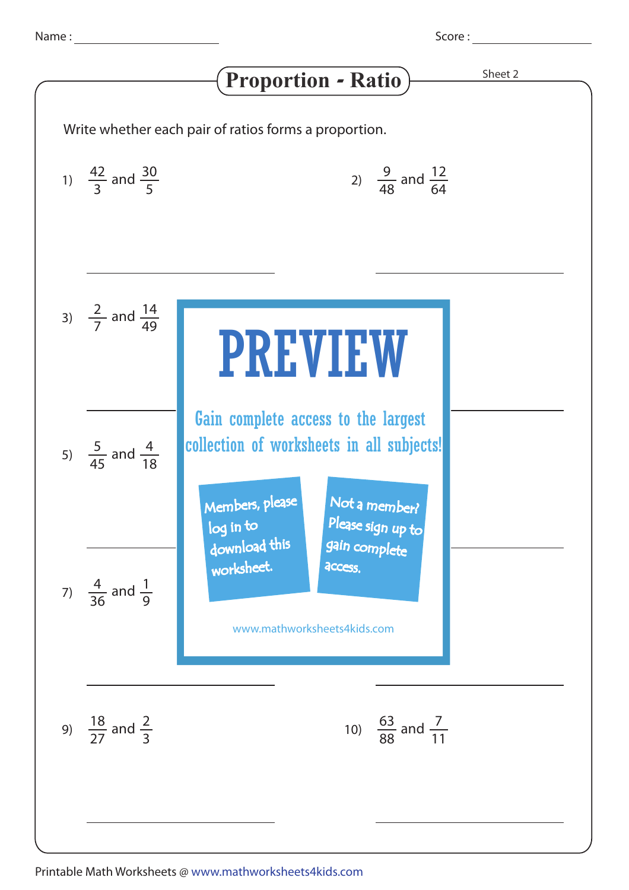Name : ____________________ Score : ____________________

# Proportion - Ratio

Sheet 2

Write whether each pair of ratios forms a proportion.

1) $\frac{42}{3}$ and $\frac{30}{5}$

2) $\frac{9}{48}$ and $\frac{12}{64}$

3) $\frac{2}{7}$ and $\frac{14}{49}$

5) $\frac{5}{45}$ and $\frac{4}{18}$

7) $\frac{4}{36}$ and $\frac{1}{9}$

9) $\frac{18}{27}$ and $\frac{2}{3}$

10) $\frac{63}{88}$ and $\frac{7}{11}$

PREVIEW

Gain complete access to the largest collection of worksheets in all subjects!

Members, please log in to download this worksheet.

Not a member? Please sign up to gain complete access.

www.mathworksheets4kids.com

Printable Math Worksheets @ www.mathworksheets4kids.com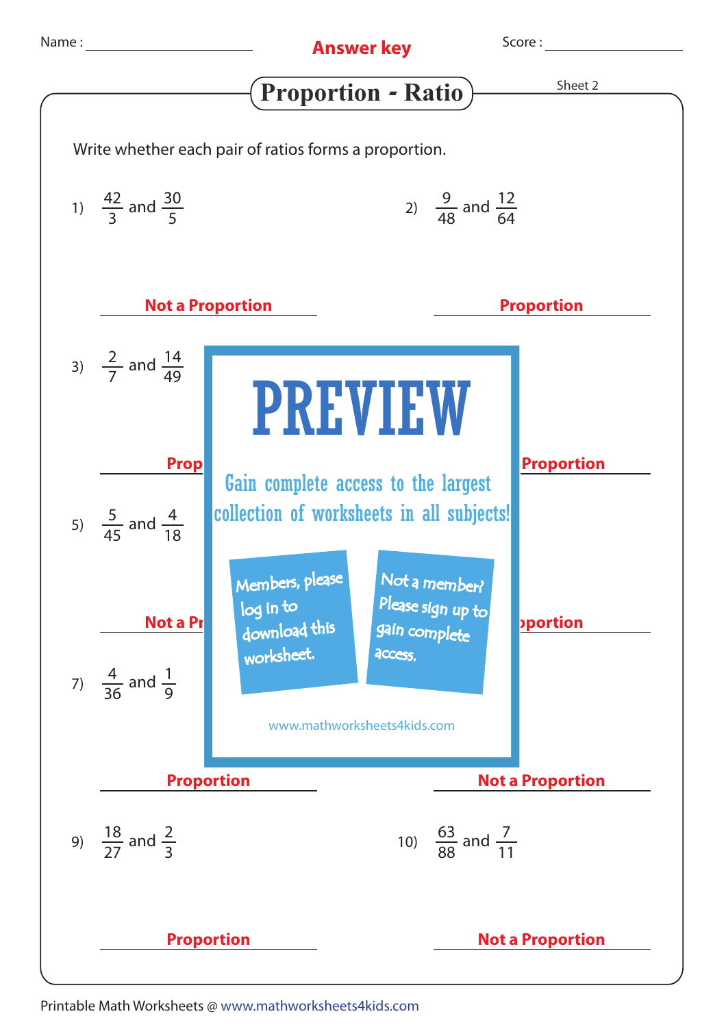Name : ______________ **Answer key** Score : ______________

# Proportion - Ratio

Sheet 2

Write whether each pair of ratios forms a proportion.

1) $\frac{42}{3}$ and $\frac{30}{5}$

**Not a Proportion**

2) $\frac{9}{48}$ and $\frac{12}{64}$

**Proportion**

3) $\frac{2}{7}$ and $\frac{14}{49}$

**Prop**

**Proportion**

5) $\frac{5}{45}$ and $\frac{4}{18}$

**Not a Pr**

**portion**

7) $\frac{4}{36}$ and $\frac{1}{9}$

**Proportion**

**Not a Proportion**

9) $\frac{18}{27}$ and $\frac{2}{3}$

**Proportion**

10) $\frac{63}{88}$ and $\frac{7}{11}$

**Not a Proportion**

PREVIEW

Gain complete access to the largest collection of worksheets in all subjects!

Members, please log in to download this worksheet.

Not a member? Please sign up to gain complete access.

www.mathworksheets4kids.com

Printable Math Worksheets @ www.mathworksheets4kids.com